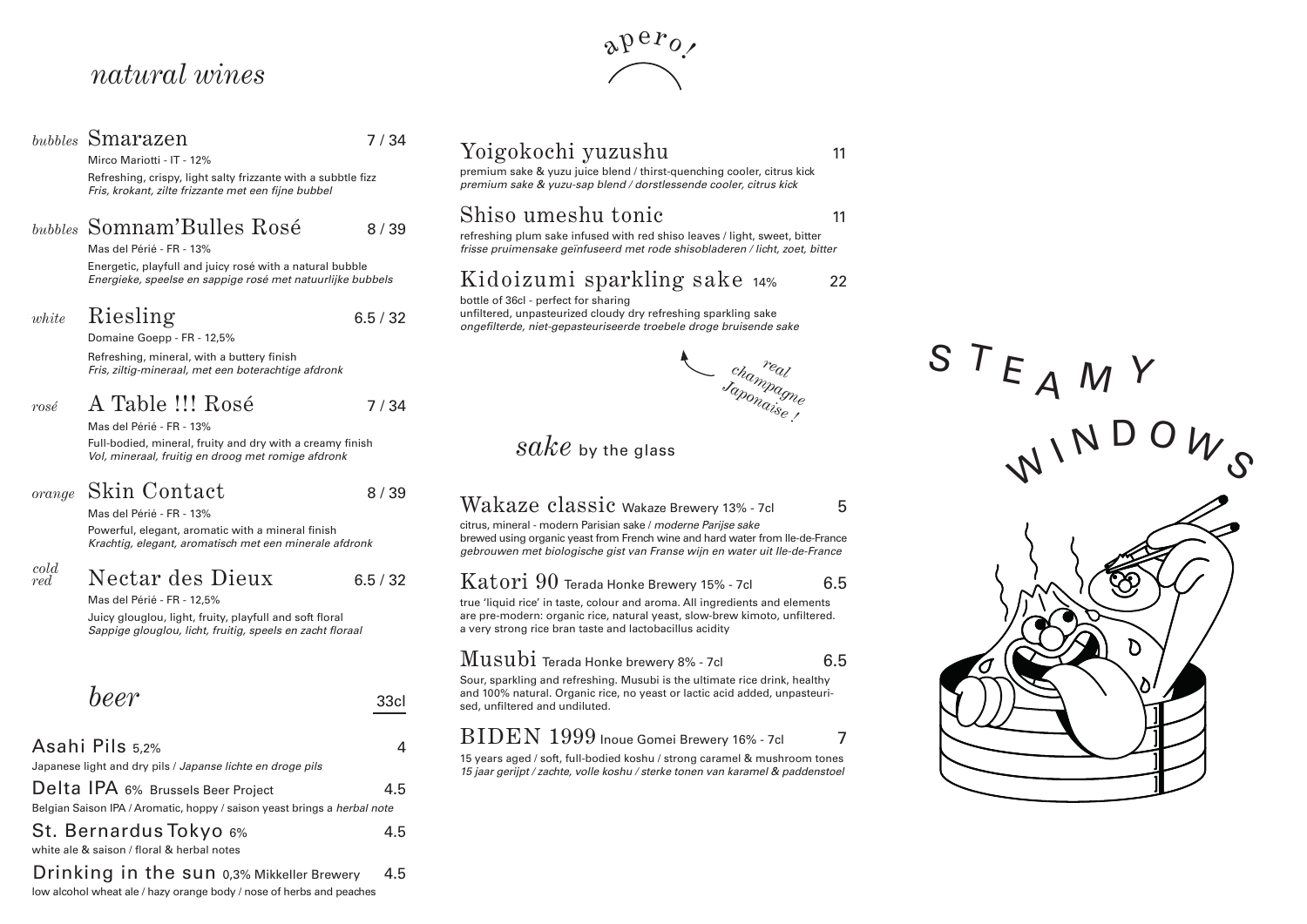## natural wines

*bubbles* **Smarazen** 7 / 34
Mirco Mariotti - IT - 12%
Refreshing, crispy, light salty frizzante with a subbtle fizz
*Fris, krokant, zilte frizzante met een fijne bubbel*

*bubbles* **Somnam'Bulles Rosé** 8 / 39
Mas del Périé - FR - 13%
Energetic, playfull and juicy rosé with a natural bubble
*Energieke, speelse en sappige rosé met natuurlijke bubbels*

*white* **Riesling** 6.5 / 32
Domaine Goepp - FR - 12,5%
Refreshing, mineral, with a buttery finish
*Fris, ziltig-mineraal, met een boterachtige afdronk*

*rosé* **A Table !!! Rosé** 7 / 34
Mas del Périé - FR - 13%
Full-bodied, mineral, fruity and dry with a creamy finish
*Vol, mineraal, fruitig en droog met romige afdronk*

*orange* **Skin Contact** 8 / 39
Mas del Périé - FR - 13%
Powerful, elegant, aromatic with a mineral finish
*Krachtig, elegant, aromatisch met een minerale afdronk*

*cold red* **Nectar des Dieux** 6.5 / 32
Mas del Périé - FR - 12,5%
Juicy glouglou, light, fruity, playfull and soft floral
*Sappige glouglou, licht, fruitig, speels en zacht floraal*

## beer

33cl

**Asahi Pils** 5,2% — 4
Japanese light and dry pils / *Japanse lichte en droge pils*

**Delta IPA** 6% Brussels Beer Project — 4.5
Belgian Saison IPA / Aromatic, hoppy / saison yeast brings a *herbal note*

**St. Bernardus Tokyo** 6% — 4.5
white ale & saison / floral & herbal notes

**Drinking in the sun** 0,3% Mikkeller Brewery — 4.5
low alcohol wheat ale / hazy orange body / nose of herbs and peaches

## apero!

**Yoigokochi yuzushu** 11
premium sake & yuzu juice blend / thirst-quenching cooler, citrus kick
*premium sake & yuzu-sap blend / dorstlessende cooler, citrus kick*

**Shiso umeshu tonic** 11
refreshing plum sake infused with red shiso leaves / light, sweet, bitter
*frisse pruimensake geïnfuseerd met rode shisobladeren / licht, zoet, bitter*

**Kidoizumi sparkling sake** 14% 22
bottle of 36cl - perfect for sharing
unfiltered, unpasteurized cloudy dry refreshing sparkling sake
*ongefilterde, niet-gepasteuriseerde troebele droge bruisende sake*

*real champagne Japonaise !*

## sake by the glass

**Wakaze classic** Wakaze Brewery 13% - 7cl 5
citrus, mineral - modern Parisian sake / *moderne Parijse sake*
brewed using organic yeast from French wine and hard water from Ile-de-France
*gebrouwen met biologische gist van Franse wijn en water uit Ile-de-France*

**Katori 90** Terada Honke Brewery 15% - 7cl 6.5
true 'liquid rice' in taste, colour and aroma. All ingredients and elements are pre-modern: organic rice, natural yeast, slow-brew kimoto, unfiltered. a very strong rice bran taste and lactobacillus acidity

**Musubi** Terada Honke brewery 8% - 7cl 6.5
Sour, sparkling and refreshing. Musubi is the ultimate rice drink, healthy and 100% natural. Organic rice, no yeast or lactic acid added, unpasteurised, unfiltered and undiluted.

**BIDEN 1999** Inoue Gomei Brewery 16% - 7cl 7
15 years aged / soft, full-bodied koshu / strong caramel & mushroom tones
*15 jaar gerijpt / zachte, volle koshu / sterke tonen van karamel & paddenstoel*

STEAMY WINDOWS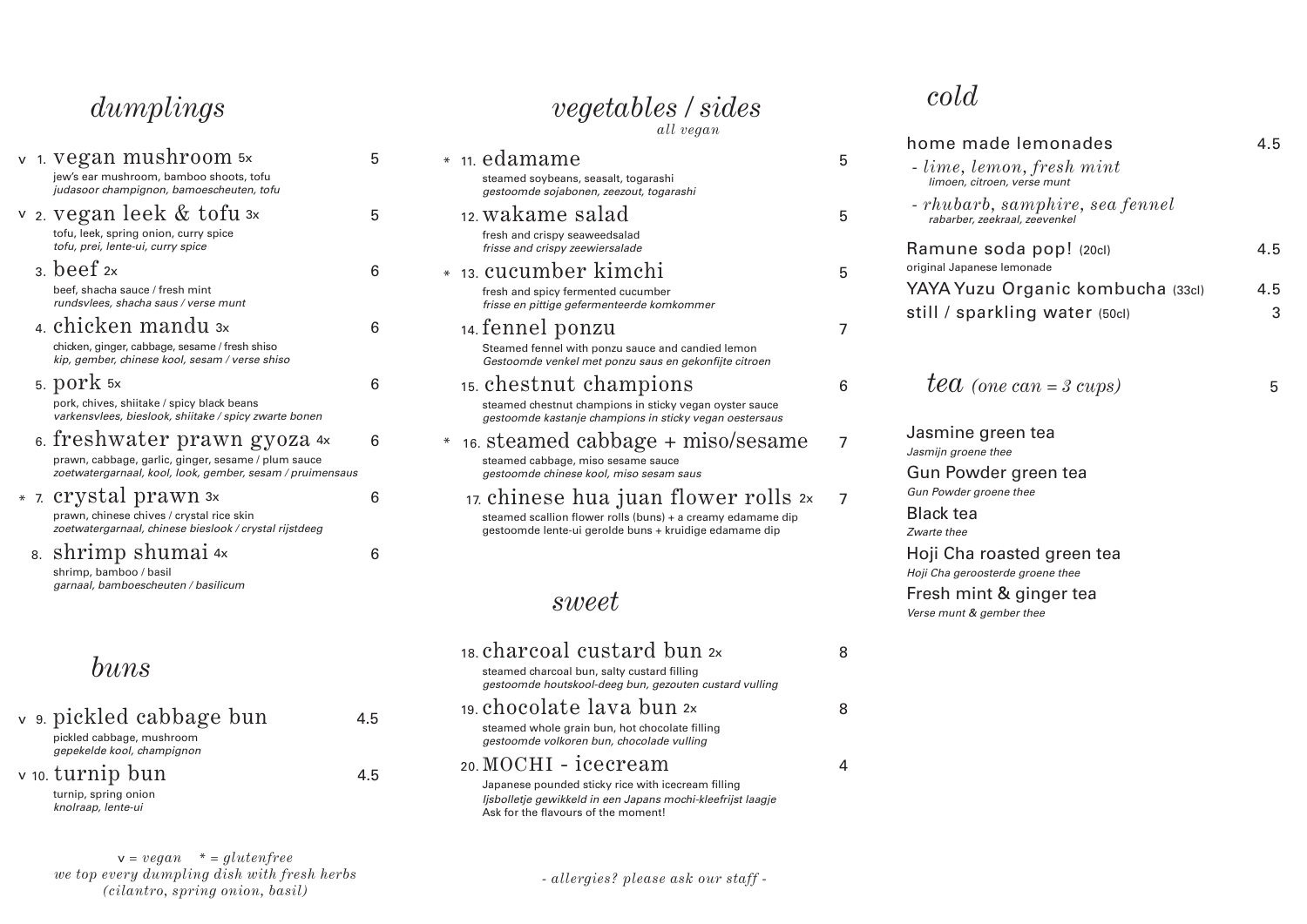## *dumplings*

v 1. vegan mushroom 5x — 5
jew's ear mushroom, bamboo shoots, tofu
*judasoor champignon, bamoescheuten, tofu*

v 2. vegan leek & tofu 3x — 5
tofu, leek, spring onion, curry spice
*tofu, prei, lente-ui, curry spice*

3. beef 2x — 6
beef, shacha sauce / fresh mint
*rundsvlees, shacha saus / verse munt*

4. chicken mandu 3x — 6
chicken, ginger, cabbage, sesame / fresh shiso
*kip, gember, chinese kool, sesam / verse shiso*

5. pork 5x — 6
pork, chives, shiitake / spicy black beans
*varkensvlees, bieslook, shiitake / spicy zwarte bonen*

6. freshwater prawn gyoza 4x — 6
prawn, cabbage, garlic, ginger, sesame / plum sauce
*zoetwatergarnaal, kool, look, gember, sesam / pruimensaus*

* 7. crystal prawn 3x — 6
prawn, chinese chives / crystal rice skin
*zoetwatergarnaal, chinese bieslook / crystal rijstdeeg*

8. shrimp shumai 4x — 6
shrimp, bamboo / basil
*garnaal, bamboescheuten / basilicum*

## *buns*

v 9. pickled cabbage bun — 4.5
pickled cabbage, mushroom
*gepekelde kool, champignon*

v 10. turnip bun — 4.5
turnip, spring onion
*knolraap, lente-ui*

v = *vegan* * = *glutenfree*
*we top every dumpling dish with fresh herbs (cilantro, spring onion, basil)*

## *vegetables / sides*

*all vegan*

* 11. edamame — 5
steamed soybeans, seasalt, togarashi
*gestoomde sojabonen, zeezout, togarashi*

12. wakame salad — 5
fresh and crispy seaweedsalad
*frisse and crispy zeewiersalade*

* 13. cucumber kimchi — 5
fresh and spicy fermented cucumber
*frisse en pittige gefermenteerde komkommer*

14. fennel ponzu — 7
Steamed fennel with ponzu sauce and candied lemon
*Gestoomde venkel met ponzu saus en gekonfijte citroen*

15. chestnut champions — 6
steamed chestnut champions in sticky vegan oyster sauce
*gestoomde kastanje champions in sticky vegan oestersaus*

* 16. steamed cabbage + miso/sesame — 7
steamed cabbage, miso sesame sauce
*gestoomde chinese kool, miso sesam saus*

17. chinese hua juan flower rolls 2x — 7
steamed scallion flower rolls (buns) + a creamy edamame dip
gestoomde lente-ui gerolde buns + kruidige edamame dip

## *sweet*

18. charcoal custard bun 2x — 8
steamed charcoal bun, salty custard filling
*gestoomde houtskool-deeg bun, gezouten custard vulling*

19. chocolate lava bun 2x — 8
steamed whole grain bun, hot chocolate filling
*gestoomde volkoren bun, chocolade vulling*

20. MOCHI - icecream — 4
Japanese pounded sticky rice with icecream filling
*Ijsbolletje gewikkeld in een Japans mochi-kleefrijst laagje*
Ask for the flavours of the moment!

*- allergies? please ask our staff -*

## *cold*

home made lemonades — 4.5
- *lime, lemon, fresh mint*
  *limoen, citroen, verse munt*
- *rhubarb, samphire, sea fennel*
  *rabarber, zeekraal, zeevenkel*

Ramune soda pop! (20cl) — 4.5
original Japanese lemonade

YAYA Yuzu Organic kombucha (33cl) — 4.5

still / sparkling water (50cl) — 3

## *tea* *(one can = 3 cups)* — 5

Jasmine green tea
*Jasmijn groene thee*

Gun Powder green tea
*Gun Powder groene thee*

Black tea
*Zwarte thee*

Hoji Cha roasted green tea
*Hoji Cha geroosterde groene thee*

Fresh mint & ginger tea
*Verse munt & gember thee*